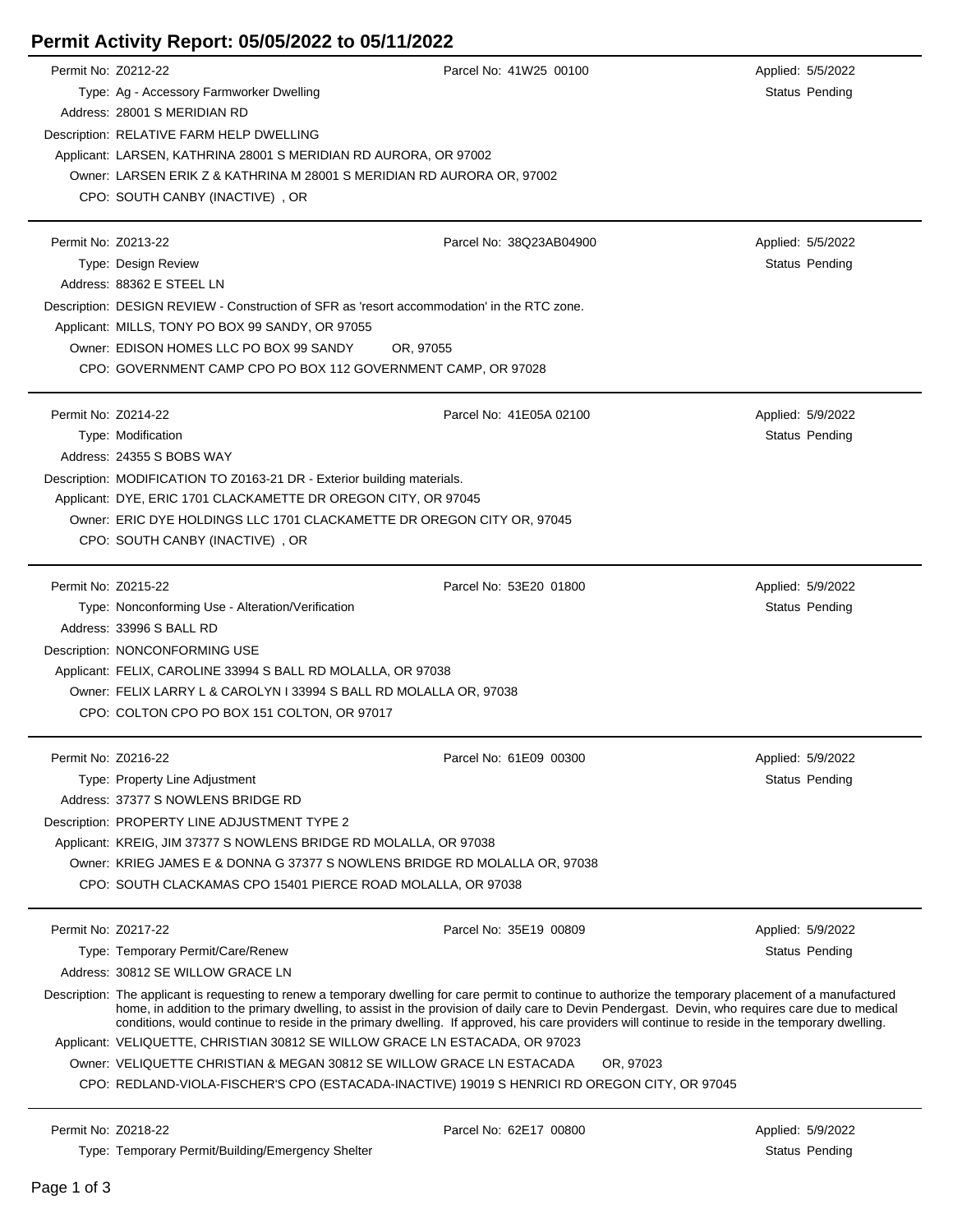# Permit Activity Report: 05/05/2022 to 05/11/2022

Permit No: Z0212-22 Parcel No: 41W25 00100 Applied: 5/5/2022
Type: Ag - Accessory Farmworker Dwelling Status Pending
Address: 28001 S MERIDIAN RD
Description: RELATIVE FARM HELP DWELLING
Applicant: LARSEN, KATHRINA 28001 S MERIDIAN RD AURORA, OR 97002
Owner: LARSEN ERIK Z & KATHRINA M 28001 S MERIDIAN RD AURORA OR, 97002
CPO: SOUTH CANBY (INACTIVE) , OR

---

Permit No: Z0213-22 Parcel No: 38Q23AB04900 Applied: 5/5/2022
Type: Design Review Status Pending
Address: 88362 E STEEL LN
Description: DESIGN REVIEW - Construction of SFR as 'resort accommodation' in the RTC zone.
Applicant: MILLS, TONY PO BOX 99 SANDY, OR 97055
Owner: EDISON HOMES LLC PO BOX 99 SANDY OR, 97055
CPO: GOVERNMENT CAMP CPO PO BOX 112 GOVERNMENT CAMP, OR 97028

---

Permit No: Z0214-22 Parcel No: 41E05A 02100 Applied: 5/9/2022
Type: Modification Status Pending
Address: 24355 S BOBS WAY
Description: MODIFICATION TO Z0163-21 DR - Exterior building materials.
Applicant: DYE, ERIC 1701 CLACKAMETTE DR OREGON CITY, OR 97045
Owner: ERIC DYE HOLDINGS LLC 1701 CLACKAMETTE DR OREGON CITY OR, 97045
CPO: SOUTH CANBY (INACTIVE) , OR

---

Permit No: Z0215-22 Parcel No: 53E20 01800 Applied: 5/9/2022
Type: Nonconforming Use - Alteration/Verification Status Pending
Address: 33996 S BALL RD
Description: NONCONFORMING USE
Applicant: FELIX, CAROLINE 33994 S BALL RD MOLALLA, OR 97038
Owner: FELIX LARRY L & CAROLYN I 33994 S BALL RD MOLALLA OR, 97038
CPO: COLTON CPO PO BOX 151 COLTON, OR 97017

---

Permit No: Z0216-22 Parcel No: 61E09 00300 Applied: 5/9/2022
Type: Property Line Adjustment Status Pending
Address: 37377 S NOWLENS BRIDGE RD
Description: PROPERTY LINE ADJUSTMENT TYPE 2
Applicant: KREIG, JIM 37377 S NOWLENS BRIDGE RD MOLALLA, OR 97038
Owner: KRIEG JAMES E & DONNA G 37377 S NOWLENS BRIDGE RD MOLALLA OR, 97038
CPO: SOUTH CLACKAMAS CPO 15401 PIERCE ROAD MOLALLA, OR 97038

---

Permit No: Z0217-22 Parcel No: 35E19 00809 Applied: 5/9/2022
Type: Temporary Permit/Care/Renew Status Pending
Address: 30812 SE WILLOW GRACE LN
Description: The applicant is requesting to renew a temporary dwelling for care permit to continue to authorize the temporary placement of a manufactured home, in addition to the primary dwelling, to assist in the provision of daily care to Devin Pendergast. Devin, who requires care due to medical conditions, would continue to reside in the primary dwelling. If approved, his care providers will continue to reside in the temporary dwelling.
Applicant: VELIQUETTE, CHRISTIAN 30812 SE WILLOW GRACE LN ESTACADA, OR 97023
Owner: VELIQUETTE CHRISTIAN & MEGAN 30812 SE WILLOW GRACE LN ESTACADA OR, 97023
CPO: REDLAND-VIOLA-FISCHER'S CPO (ESTACADA-INACTIVE) 19019 S HENRICI RD OREGON CITY, OR 97045

---

Permit No: Z0218-22 Parcel No: 62E17 00800 Applied: 5/9/2022
Type: Temporary Permit/Building/Emergency Shelter Status Pending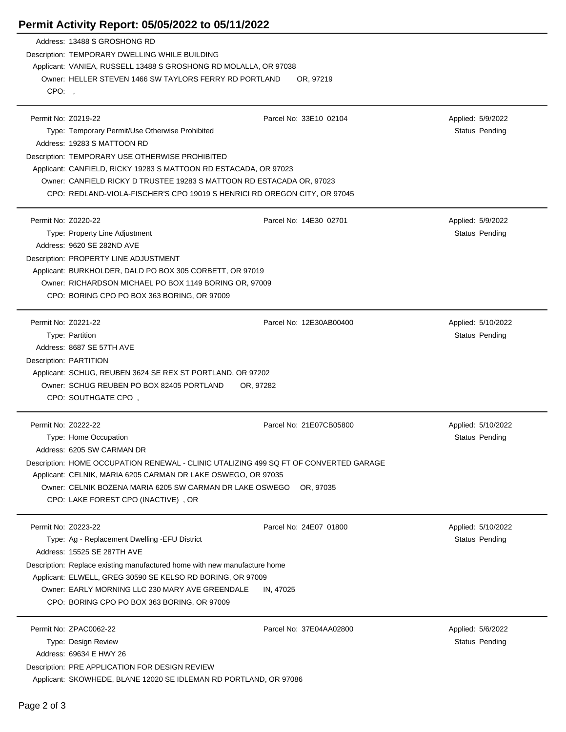# Permit Activity Report: 05/05/2022 to 05/11/2022

Address: 13488 S GROSHONG RD
Description: TEMPORARY DWELLING WHILE BUILDING
Applicant: VANIEA, RUSSELL 13488 S GROSHONG RD MOLALLA, OR 97038
Owner: HELLER STEVEN 1466 SW TAYLORS FERRY RD PORTLAND OR, 97219
CPO: ,

---

Permit No: Z0219-22 | Parcel No: 33E10 02104 | Applied: 5/9/2022
Type: Temporary Permit/Use Otherwise Prohibited | Status Pending
Address: 19283 S MATTOON RD
Description: TEMPORARY USE OTHERWISE PROHIBITED
Applicant: CANFIELD, RICKY 19283 S MATTOON RD ESTACADA, OR 97023
Owner: CANFIELD RICKY D TRUSTEE 19283 S MATTOON RD ESTACADA OR, 97023
CPO: REDLAND-VIOLA-FISCHER'S CPO 19019 S HENRICI RD OREGON CITY, OR 97045

---

Permit No: Z0220-22 | Parcel No: 14E30 02701 | Applied: 5/9/2022
Type: Property Line Adjustment | Status Pending
Address: 9620 SE 282ND AVE
Description: PROPERTY LINE ADJUSTMENT
Applicant: BURKHOLDER, DALD PO BOX 305 CORBETT, OR 97019
Owner: RICHARDSON MICHAEL PO BOX 1149 BORING OR, 97009
CPO: BORING CPO PO BOX 363 BORING, OR 97009

---

Permit No: Z0221-22 | Parcel No: 12E30AB00400 | Applied: 5/10/2022
Type: Partition | Status Pending
Address: 8687 SE 57TH AVE
Description: PARTITION
Applicant: SCHUG, REUBEN 3624 SE REX ST PORTLAND, OR 97202
Owner: SCHUG REUBEN PO BOX 82405 PORTLAND OR, 97282
CPO: SOUTHGATE CPO ,

---

Permit No: Z0222-22 | Parcel No: 21E07CB05800 | Applied: 5/10/2022
Type: Home Occupation | Status Pending
Address: 6205 SW CARMAN DR
Description: HOME OCCUPATION RENEWAL - CLINIC UTALIZING 499 SQ FT OF CONVERTED GARAGE
Applicant: CELNIK, MARIA 6205 CARMAN DR LAKE OSWEGO, OR 97035
Owner: CELNIK BOZENA MARIA 6205 SW CARMAN DR LAKE OSWEGO OR, 97035
CPO: LAKE FOREST CPO (INACTIVE) , OR

---

Permit No: Z0223-22 | Parcel No: 24E07 01800 | Applied: 5/10/2022
Type: Ag - Replacement Dwelling -EFU District | Status Pending
Address: 15525 SE 287TH AVE
Description: Replace existing manufactured home with new manufacture home
Applicant: ELWELL, GREG 30590 SE KELSO RD BORING, OR 97009
Owner: EARLY MORNING LLC 230 MARY AVE GREENDALE IN, 47025
CPO: BORING CPO PO BOX 363 BORING, OR 97009

---

Permit No: ZPAC0062-22 | Parcel No: 37E04AA02800 | Applied: 5/6/2022
Type: Design Review | Status Pending
Address: 69634 E HWY 26
Description: PRE APPLICATION FOR DESIGN REVIEW
Applicant: SKOWHEDE, BLANE 12020 SE IDLEMAN RD PORTLAND, OR 97086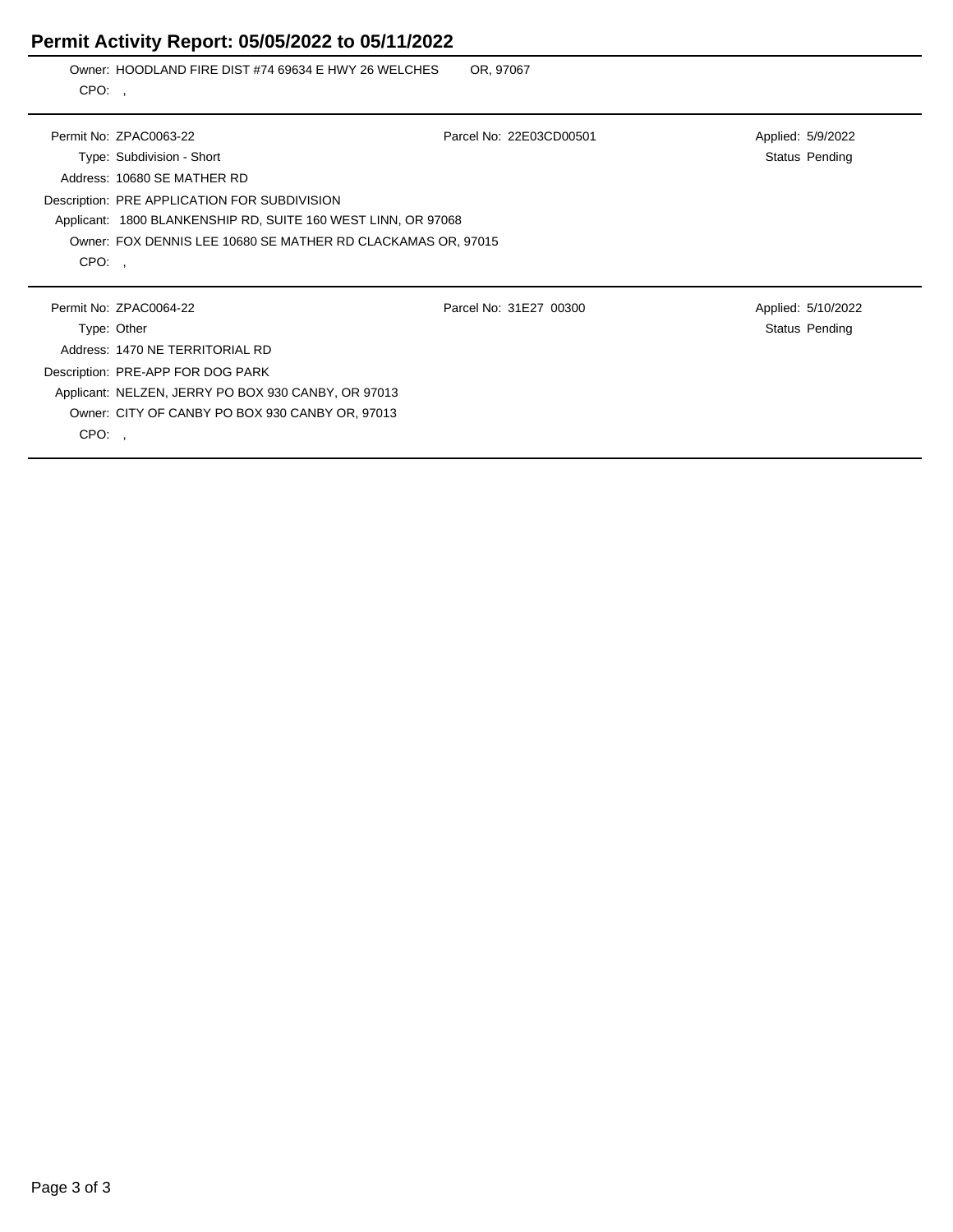# Permit Activity Report: 05/05/2022 to 05/11/2022

Owner: HOODLAND FIRE DIST #74 69634 E HWY 26 WELCHES OR, 97067

CPO: ,

---

Permit No: ZPAC0063-22 — Parcel No: 22E03CD00501 — Applied: 5/9/2022

Type: Subdivision - Short — Status Pending

Address: 10680 SE MATHER RD

Description: PRE APPLICATION FOR SUBDIVISION

Applicant: 1800 BLANKENSHIP RD, SUITE 160 WEST LINN, OR 97068

Owner: FOX DENNIS LEE 10680 SE MATHER RD CLACKAMAS OR, 97015

CPO: ,

---

Permit No: ZPAC0064-22 — Parcel No: 31E27 00300 — Applied: 5/10/2022

Type: Other — Status Pending

Address: 1470 NE TERRITORIAL RD

Description: PRE-APP FOR DOG PARK

Applicant: NELZEN, JERRY PO BOX 930 CANBY, OR 97013

Owner: CITY OF CANBY PO BOX 930 CANBY OR, 97013

CPO: ,